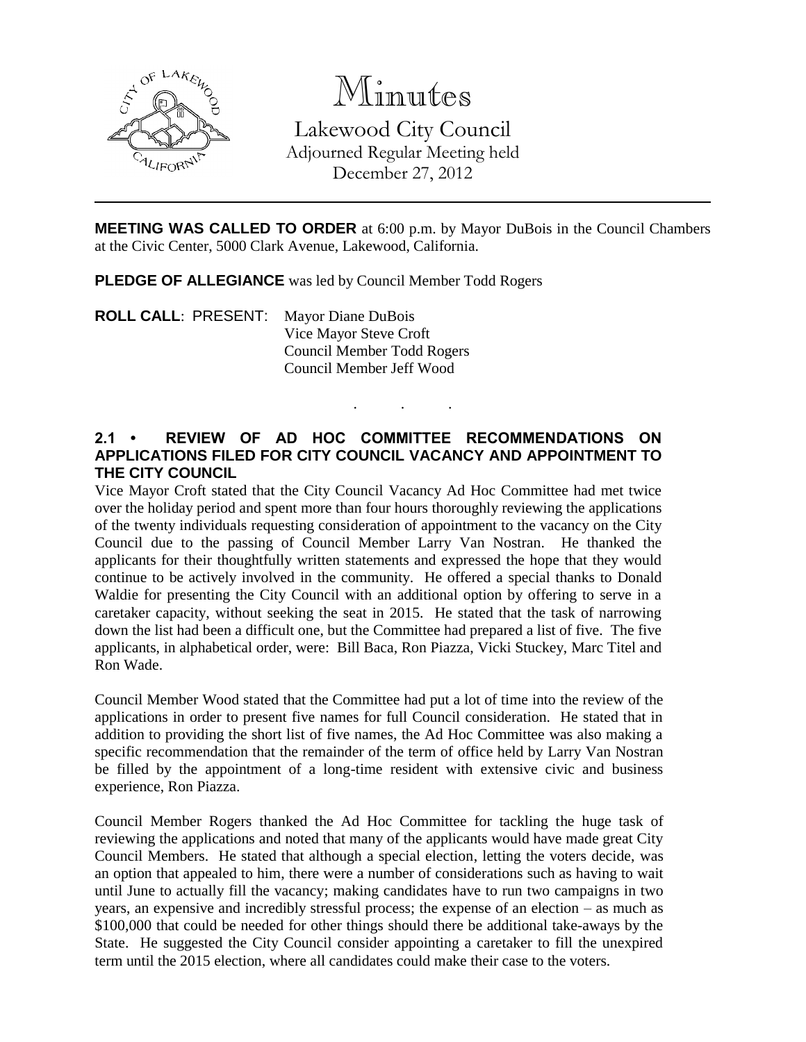# Minutes

Lakewood City Council
Adjourned Regular Meeting held
December 27, 2012

---

**MEETING WAS CALLED TO ORDER** at 6:00 p.m. by Mayor DuBois in the Council Chambers at the Civic Center, 5000 Clark Avenue, Lakewood, California.

**PLEDGE OF ALLEGIANCE** was led by Council Member Todd Rogers

**ROLL CALL**: PRESENT: Mayor Diane DuBois
Vice Mayor Steve Croft
Council Member Todd Rogers
Council Member Jeff Wood

. . .

**2.1 • REVIEW OF AD HOC COMMITTEE RECOMMENDATIONS ON APPLICATIONS FILED FOR CITY COUNCIL VACANCY AND APPOINTMENT TO THE CITY COUNCIL**

Vice Mayor Croft stated that the City Council Vacancy Ad Hoc Committee had met twice over the holiday period and spent more than four hours thoroughly reviewing the applications of the twenty individuals requesting consideration of appointment to the vacancy on the City Council due to the passing of Council Member Larry Van Nostran. He thanked the applicants for their thoughtfully written statements and expressed the hope that they would continue to be actively involved in the community. He offered a special thanks to Donald Waldie for presenting the City Council with an additional option by offering to serve in a caretaker capacity, without seeking the seat in 2015. He stated that the task of narrowing down the list had been a difficult one, but the Committee had prepared a list of five. The five applicants, in alphabetical order, were: Bill Baca, Ron Piazza, Vicki Stuckey, Marc Titel and Ron Wade.

Council Member Wood stated that the Committee had put a lot of time into the review of the applications in order to present five names for full Council consideration. He stated that in addition to providing the short list of five names, the Ad Hoc Committee was also making a specific recommendation that the remainder of the term of office held by Larry Van Nostran be filled by the appointment of a long-time resident with extensive civic and business experience, Ron Piazza.

Council Member Rogers thanked the Ad Hoc Committee for tackling the huge task of reviewing the applications and noted that many of the applicants would have made great City Council Members. He stated that although a special election, letting the voters decide, was an option that appealed to him, there were a number of considerations such as having to wait until June to actually fill the vacancy; making candidates have to run two campaigns in two years, an expensive and incredibly stressful process; the expense of an election – as much as $100,000 that could be needed for other things should there be additional take-aways by the State. He suggested the City Council consider appointing a caretaker to fill the unexpired term until the 2015 election, where all candidates could make their case to the voters.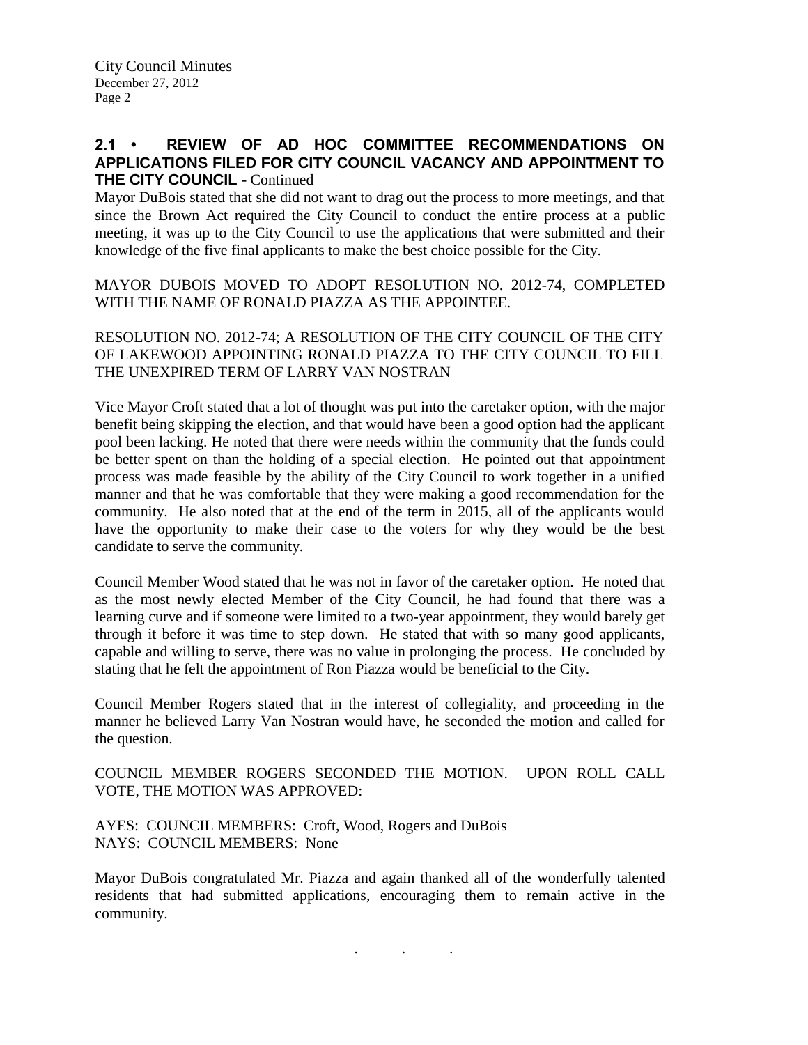**2.1 • REVIEW OF AD HOC COMMITTEE RECOMMENDATIONS ON APPLICATIONS FILED FOR CITY COUNCIL VACANCY AND APPOINTMENT TO THE CITY COUNCIL** - Continued

Mayor DuBois stated that she did not want to drag out the process to more meetings, and that since the Brown Act required the City Council to conduct the entire process at a public meeting, it was up to the City Council to use the applications that were submitted and their knowledge of the five final applicants to make the best choice possible for the City.

MAYOR DUBOIS MOVED TO ADOPT RESOLUTION NO. 2012-74, COMPLETED WITH THE NAME OF RONALD PIAZZA AS THE APPOINTEE.

RESOLUTION NO. 2012-74; A RESOLUTION OF THE CITY COUNCIL OF THE CITY OF LAKEWOOD APPOINTING RONALD PIAZZA TO THE CITY COUNCIL TO FILL THE UNEXPIRED TERM OF LARRY VAN NOSTRAN

Vice Mayor Croft stated that a lot of thought was put into the caretaker option, with the major benefit being skipping the election, and that would have been a good option had the applicant pool been lacking. He noted that there were needs within the community that the funds could be better spent on than the holding of a special election. He pointed out that appointment process was made feasible by the ability of the City Council to work together in a unified manner and that he was comfortable that they were making a good recommendation for the community. He also noted that at the end of the term in 2015, all of the applicants would have the opportunity to make their case to the voters for why they would be the best candidate to serve the community.

Council Member Wood stated that he was not in favor of the caretaker option. He noted that as the most newly elected Member of the City Council, he had found that there was a learning curve and if someone were limited to a two-year appointment, they would barely get through it before it was time to step down. He stated that with so many good applicants, capable and willing to serve, there was no value in prolonging the process. He concluded by stating that he felt the appointment of Ron Piazza would be beneficial to the City.

Council Member Rogers stated that in the interest of collegiality, and proceeding in the manner he believed Larry Van Nostran would have, he seconded the motion and called for the question.

COUNCIL MEMBER ROGERS SECONDED THE MOTION. UPON ROLL CALL VOTE, THE MOTION WAS APPROVED:

AYES: COUNCIL MEMBERS: Croft, Wood, Rogers and DuBois
NAYS: COUNCIL MEMBERS: None

Mayor DuBois congratulated Mr. Piazza and again thanked all of the wonderfully talented residents that had submitted applications, encouraging them to remain active in the community.

. . .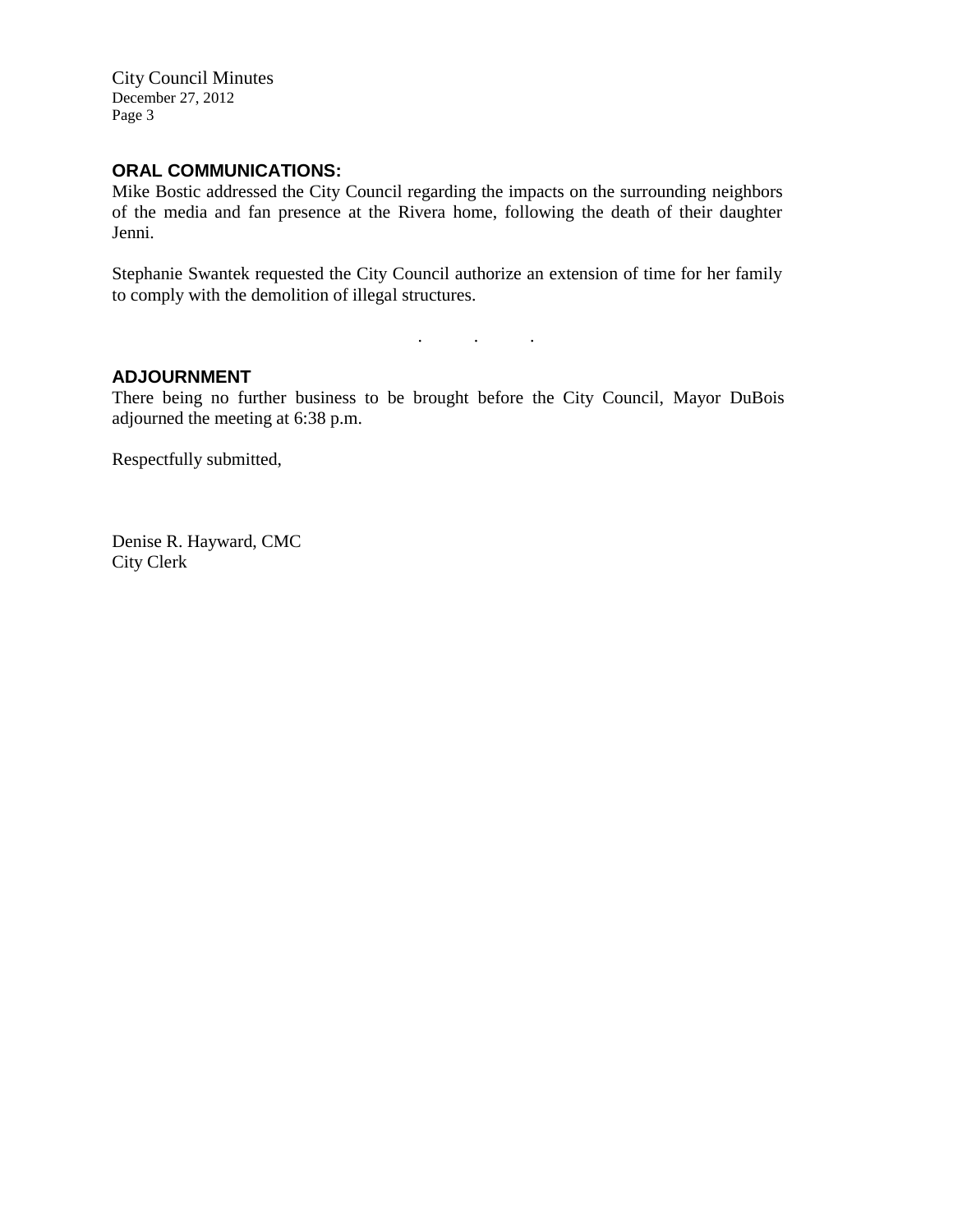## ORAL COMMUNICATIONS:

Mike Bostic addressed the City Council regarding the impacts on the surrounding neighbors of the media and fan presence at the Rivera home, following the death of their daughter Jenni.

Stephanie Swantek requested the City Council authorize an extension of time for her family to comply with the demolition of illegal structures.

. . .

## ADJOURNMENT

There being no further business to be brought before the City Council, Mayor DuBois adjourned the meeting at 6:38 p.m.

Respectfully submitted,

Denise R. Hayward, CMC
City Clerk